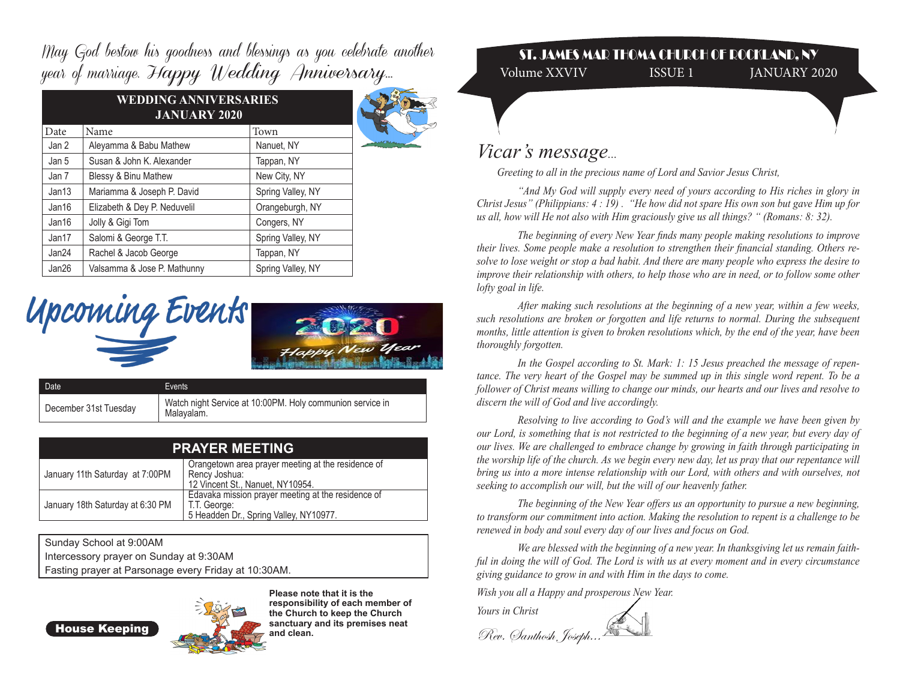May God bestow his goodness and blessings as you celebrate another year of marriage. Happy Wedding Anniversary...

| WEDDING ANNIVERSARIES JANUARY 2020 | | |
|---|---|---|
| Date | Name | Town |
| Jan 2 | Aleyamma & Babu Mathew | Nanuet, NY |
| Jan 5 | Susan & John K. Alexander | Tappan, NY |
| Jan 7 | Blessy & Binu Mathew | New City, NY |
| Jan13 | Mariamma & Joseph P. David | Spring Valley, NY |
| Jan16 | Elizabeth & Dey P. Neduvelil | Orangeburgh, NY |
| Jan16 | Jolly & Gigi Tom | Congers, NY |
| Jan17 | Salomi & George T.T. | Spring Valley, NY |
| Jan24 | Rachel & Jacob George | Tappan, NY |
| Jan26 | Valsamma & Jose P. Mathunny | Spring Valley, NY |

## Upcoming Events

| Date | Events |
|---|---|
| December 31st Tuesday | Watch night Service at 10:00PM. Holy communion service in Malayalam. |

| PRAYER MEETING | |
|---|---|
| January 11th Saturday at 7:00PM | Orangetown area prayer meeting at the residence of Rency Joshua: 12 Vincent St., Nanuet, NY10954. |
| January 18th Saturday at 6:30 PM | Edavaka mission prayer meeting at the residence of T.T. George: 5 Headden Dr., Spring Valley, NY10977. |

Sunday School at 9:00AM
Intercessory prayer on Sunday at 9:30AM
Fasting prayer at Parsonage every Friday at 10:30AM.

**House Keeping**

**Please note that it is the responsibility of each member of the Church to keep the Church sanctuary and its premises neat and clean.**

# ST. JAMES MAR THOMA CHURCH OF ROCKLAND, NY

Volume XXVIV ISSUE 1 JANUARY 2020

## *Vicar's message...*

*Greeting to all in the precious name of Lord and Savior Jesus Christ,*

*"And My God will supply every need of yours according to His riches in glory in Christ Jesus" (Philippians: 4 : 19) . "He how did not spare His own son but gave Him up for us all, how will He not also with Him graciously give us all things? " (Romans: 8: 32).*

*The beginning of every New Year finds many people making resolutions to improve their lives. Some people make a resolution to strengthen their financial standing. Others resolve to lose weight or stop a bad habit. And there are many people who express the desire to improve their relationship with others, to help those who are in need, or to follow some other lofty goal in life.*

*After making such resolutions at the beginning of a new year, within a few weeks, such resolutions are broken or forgotten and life returns to normal. During the subsequent months, little attention is given to broken resolutions which, by the end of the year, have been thoroughly forgotten.*

*In the Gospel according to St. Mark: 1: 15 Jesus preached the message of repentance. The very heart of the Gospel may be summed up in this single word repent. To be a follower of Christ means willing to change our minds, our hearts and our lives and resolve to discern the will of God and live accordingly.*

*Resolving to live according to God's will and the example we have been given by our Lord, is something that is not restricted to the beginning of a new year, but every day of our lives. We are challenged to embrace change by growing in faith through participating in the worship life of the church. As we begin every new day, let us pray that our repentance will bring us into a more intense relationship with our Lord, with others and with ourselves, not seeking to accomplish our will, but the will of our heavenly father.*

*The beginning of the New Year offers us an opportunity to pursue a new beginning, to transform our commitment into action. Making the resolution to repent is a challenge to be renewed in body and soul every day of our lives and focus on God.*

*We are blessed with the beginning of a new year. In thanksgiving let us remain faithful in doing the will of God. The Lord is with us at every moment and in every circumstance giving guidance to grow in and with Him in the days to come.*

*Wish you all a Happy and prosperous New Year.*

*Yours in Christ*

*Rev. Santhosh Joseph...*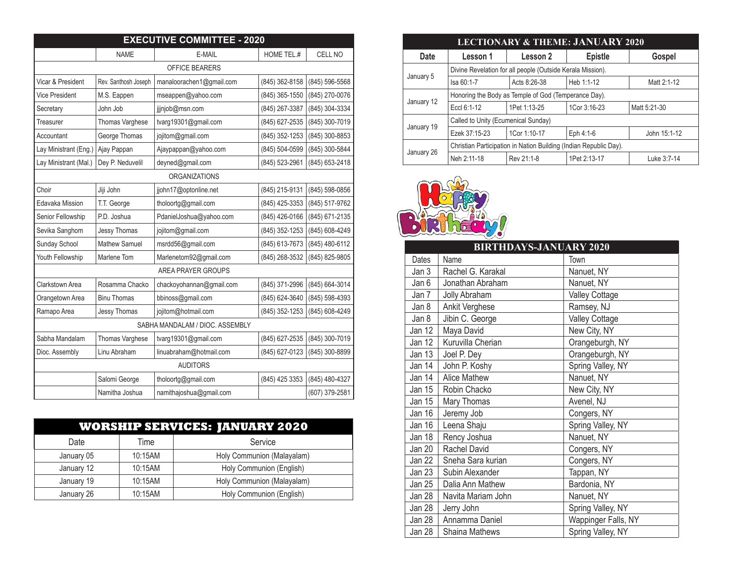## EXECUTIVE COMMITTEE - 2020

| | NAME | E-MAIL | HOME TEL.# | CELL NO |
|---|---|---|---|---|
| OFFICE BEARERS | | | | |
| Vicar & President | Rev. Santhosh Joseph | manaloorachen1@gmail.com | (845) 362-8158 | (845) 596-5568 |
| Vice President | M.S. Eappen | mseappen@yahoo.com | (845) 365-1550 | (845) 270-0076 |
| Secretary | John Job | jjjnjob@msn.com | (845) 267-3387 | (845) 304-3334 |
| Treasurer | Thomas Varghese | tvarg19301@gmail.com | (845) 627-2535 | (845) 300-7019 |
| Accountant | George Thomas | jojitom@gmail.com | (845) 352-1253 | (845) 300-8853 |
| Lay Ministrant (Eng.) | Ajay Pappan | Ajaypappan@yahoo.com | (845) 504-0599 | (845) 300-5844 |
| Lay Ministrant (Mal.) | Dey P. Neduvelil | deyned@gmail.com | (845) 523-2961 | (845) 653-2418 |
| ORGANIZATIONS | | | | |
| Choir | Jiji John | jjohn17@optonline.net | (845) 215-9131 | (845) 598-0856 |
| Edavaka Mission | T.T. George | tholoortg@gmail.com | (845) 425-3353 | (845) 517-9762 |
| Senior Fellowship | P.D. Joshua | PdanielJoshua@yahoo.com | (845) 426-0166 | (845) 671-2135 |
| Sevika Sanghom | Jessy Thomas | jojitom@gmail.com | (845) 352-1253 | (845) 608-4249 |
| Sunday School | Mathew Samuel | msrdd56@gmail.com | (845) 613-7673 | (845) 480-6112 |
| Youth Fellowship | Marlene Tom | Marlenetom92@gmail.com | (845) 268-3532 | (845) 825-9805 |
| AREA PRAYER GROUPS | | | | |
| Clarkstown Area | Rosamma Chacko | chackoyohannan@gmail.com | (845) 371-2996 | (845) 664-3014 |
| Orangetown Area | Binu Thomas | bbinoss@gmail.com | (845) 624-3640 | (845) 598-4393 |
| Ramapo Area | Jessy Thomas | jojitom@hotmail.com | (845) 352-1253 | (845) 608-4249 |
| SABHA MANDALAM / DIOC. ASSEMBLY | | | | |
| Sabha Mandalam | Thomas Varghese | tvarg19301@gmail.com | (845) 627-2535 | (845) 300-7019 |
| Dioc. Assembly | Linu Abraham | linuabraham@hotmail.com | (845) 627-0123 | (845) 300-8899 |
| AUDITORS | | | | |
| | Salomi George | tholoortg@gmail.com | (845) 425 3353 | (845) 480-4327 |
| | Namitha Joshua | namithajoshua@gmail.com | | (607) 379-2581 |

## WORSHIP SERVICES: JANUARY 2020

| Date | Time | Service |
|---|---|---|
| January 05 | 10:15AM | Holy Communion (Malayalam) |
| January 12 | 10:15AM | Holy Communion (English) |
| January 19 | 10:15AM | Holy Communion (Malayalam) |
| January 26 | 10:15AM | Holy Communion (English) |

## LECTIONARY & THEME: JANUARY 2020

| Date | Lesson 1 | Lesson 2 | Epistle | Gospel |
|---|---|---|---|---|
| January 5 | Divine Revelation for all people (Outside Kerala Mission). | | | |
| | Isa 60:1-7 | Acts 8:26-38 | Heb 1:1-12 | Matt 2:1-12 |
| January 12 | Honoring the Body as Temple of God (Temperance Day). | | | |
| | Eccl 6:1-12 | 1Pet 1:13-25 | 1Cor 3:16-23 | Matt 5:21-30 |
| January 19 | Called to Unity (Ecumenical Sunday) | | | |
| | Ezek 37:15-23 | 1Cor 1:10-17 | Eph 4:1-6 | John 15:1-12 |
| January 26 | Christian Participation in Nation Building (Indian Republic Day). | | | |
| | Neh 2:11-18 | Rev 21:1-8 | 1Pet 2:13-17 | Luke 3:7-14 |

Happy Birthday!

## BIRTHDAYS-JANUARY 2020

| Dates | Name | Town |
|---|---|---|
| Jan 3 | Rachel G. Karakal | Nanuet, NY |
| Jan 6 | Jonathan Abraham | Nanuet, NY |
| Jan 7 | Jolly Abraham | Valley Cottage |
| Jan 8 | Ankit Verghese | Ramsey, NJ |
| Jan 8 | Jibin C. George | Valley Cottage |
| Jan 12 | Maya David | New City, NY |
| Jan 12 | Kuruvilla Cherian | Orangeburgh, NY |
| Jan 13 | Joel P. Dey | Orangeburgh, NY |
| Jan 14 | John P. Koshy | Spring Valley, NY |
| Jan 14 | Alice Mathew | Nanuet, NY |
| Jan 15 | Robin Chacko | New City, NY |
| Jan 15 | Mary Thomas | Avenel, NJ |
| Jan 16 | Jeremy Job | Congers, NY |
| Jan 16 | Leena Shaju | Spring Valley, NY |
| Jan 18 | Rency Joshua | Nanuet, NY |
| Jan 20 | Rachel David | Congers, NY |
| Jan 22 | Sneha Sara kurian | Congers, NY |
| Jan 23 | Subin Alexander | Tappan, NY |
| Jan 25 | Dalia Ann Mathew | Bardonia, NY |
| Jan 28 | Navita Mariam John | Nanuet, NY |
| Jan 28 | Jerry John | Spring Valley, NY |
| Jan 28 | Annamma Daniel | Wappinger Falls, NY |
| Jan 28 | Shaina Mathews | Spring Valley, NY |